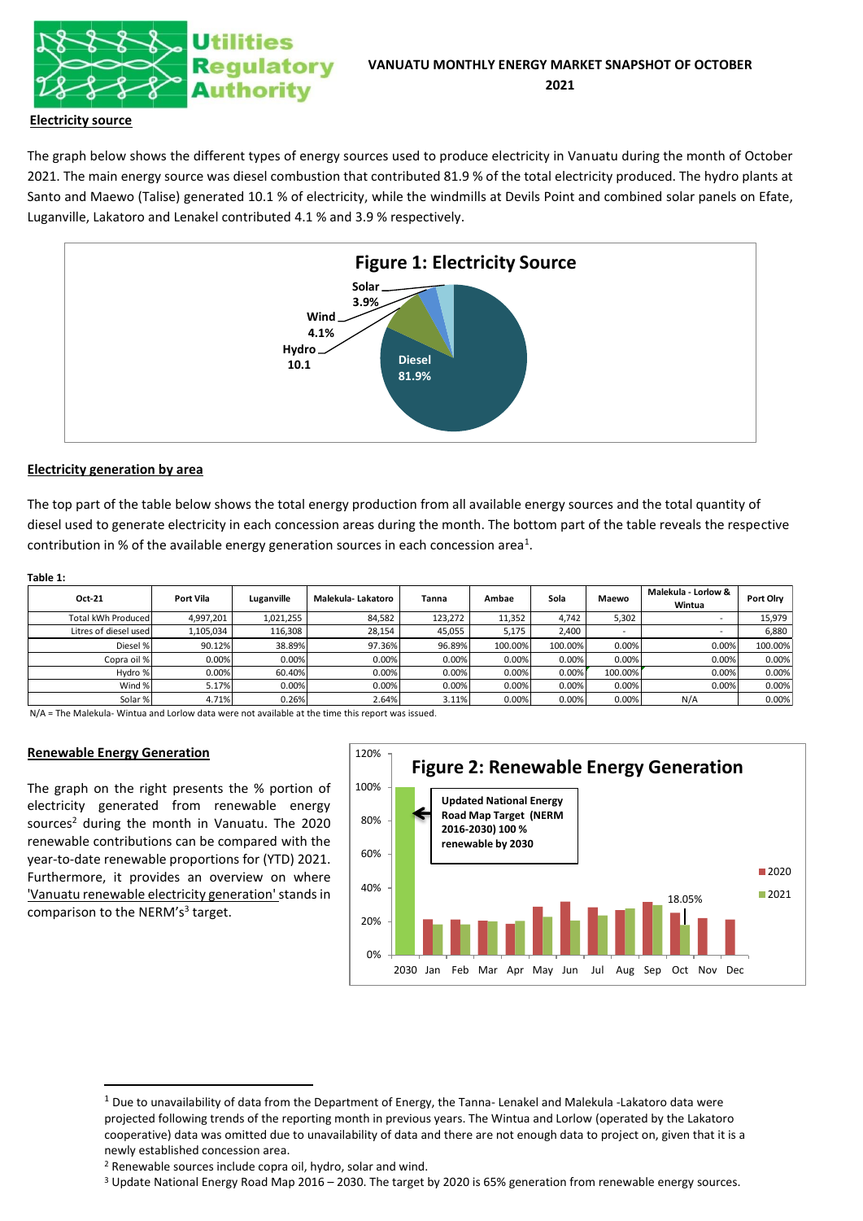# VANUATU MONTHLY ENERGY MARKET SNAPSHOT OF OCTOBER 2021

## Electricity source

The graph below shows the different types of energy sources used to produce electricity in Vanuatu during the month of October 2021. The main energy source was diesel combustion that contributed 81.9 % of the total electricity produced. The hydro plants at Santo and Maewo (Talise) generated 10.1 % of electricity, while the windmills at Devils Point and combined solar panels on Efate, Luganville, Lakatoro and Lenakel contributed 4.1 % and 3.9 % respectively.

**Figure 1: Electricity Source**

Solar 3.9%, Wind 4.1%, Hydro 10.1, Diesel 81.9%

## Electricity generation by area

The top part of the table below shows the total energy production from all available energy sources and the total quantity of diesel used to generate electricity in each concession areas during the month. The bottom part of the table reveals the respective contribution in % of the available energy generation sources in each concession area[1].

**Table 1:**

| Oct-21 | Port Vila | Luganville | Malekula- Lakatoro | Tanna | Ambae | Sola | Maewo | Malekula - Lorlow & Wintua | Port Olry |
|---|---|---|---|---|---|---|---|---|---|
| Total kWh Produced | 4,997,201 | 1,021,255 | 84,582 | 123,272 | 11,352 | 4,742 | 5,302 | - | 15,979 |
| Litres of diesel used | 1,105,034 | 116,308 | 28,154 | 45,055 | 5,175 | 2,400 | - | - | 6,880 |
| Diesel % | 90.12% | 38.89% | 97.36% | 96.89% | 100.00% | 100.00% | 0.00% | 0.00% | 100.00% |
| Copra oil % | 0.00% | 0.00% | 0.00% | 0.00% | 0.00% | 0.00% | 0.00% | 0.00% | 0.00% |
| Hydro % | 0.00% | 60.40% | 0.00% | 0.00% | 0.00% | 0.00% | 100.00% | 0.00% | 0.00% |
| Wind % | 5.17% | 0.00% | 0.00% | 0.00% | 0.00% | 0.00% | 0.00% | 0.00% | 0.00% |
| Solar % | 4.71% | 0.26% | 2.64% | 3.11% | 0.00% | 0.00% | 0.00% | N/A | 0.00% |

N/A = The Malekula- Wintua and Lorlow data were not available at the time this report was issued.

## Renewable Energy Generation

The graph on the right presents the % portion of electricity generated from renewable energy sources[2] during the month in Vanuatu. The 2020 renewable contributions can be compared with the year-to-date renewable proportions for (YTD) 2021. Furthermore, it provides an overview on where 'Vanuatu renewable electricity generation' stands in comparison to the NERM's[3] target.

**Figure 2: Renewable Energy Generation**

Updated National Energy Road Map Target (NERM 2016-2030) 100 % renewable by 2030

18.05% (Oct 2021)

---

[1] Due to unavailability of data from the Department of Energy, the Tanna- Lenakel and Malekula -Lakatoro data were projected following trends of the reporting month in previous years. The Wintua and Lorlow (operated by the Lakatoro cooperative) data was omitted due to unavailability of data and there are not enough data to project on, given that it is a newly established concession area.

[2] Renewable sources include copra oil, hydro, solar and wind.

[3] Update National Energy Road Map 2016 – 2030. The target by 2020 is 65% generation from renewable energy sources.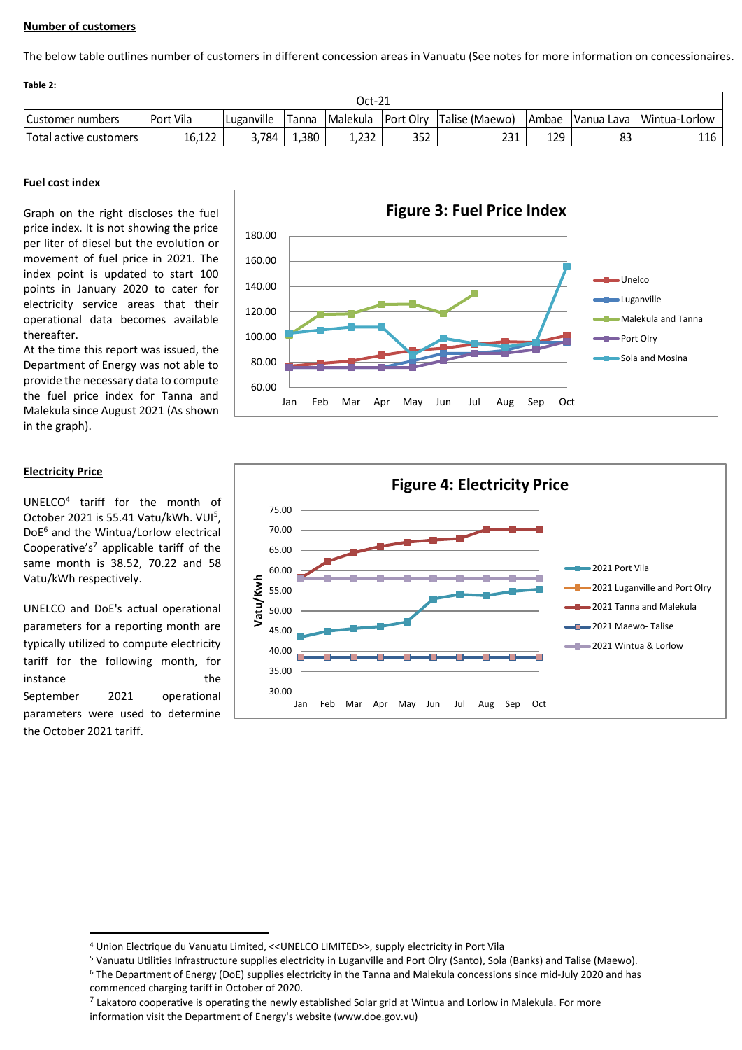**Number of customers**

The below table outlines number of customers in different concession areas in Vanuatu (See notes for more information on concessionaires.

**Table 2:**

| Oct-21 | | | | | | | | | |
|---|---|---|---|---|---|---|---|---|---|
| Customer numbers | Port Vila | Luganville | Tanna | Malekula | Port Olry | Talise (Maewo) | Ambae | Vanua Lava | Wintua-Lorlow |
| Total active customers | 16,122 | 3,784 | 1,380 | 1,232 | 352 | 231 | 129 | 83 | 116 |

**Fuel cost index**

Graph on the right discloses the fuel price index. It is not showing the price per liter of diesel but the evolution or movement of fuel price in 2021. The index point is updated to start 100 points in January 2020 to cater for electricity service areas that their operational data becomes available thereafter.

At the time this report was issued, the Department of Energy was not able to provide the necessary data to compute the fuel price index for Tanna and Malekula since August 2021 (As shown in the graph).

**Figure 3: Fuel Price Index**

**Electricity Price**

UNELCO[4] tariff for the month of October 2021 is 55.41 Vatu/kWh. VUI[5], DoE[6] and the Wintua/Lorlow electrical Cooperative's[7] applicable tariff of the same month is 38.52, 70.22 and 58 Vatu/kWh respectively.

UNELCO and DoE's actual operational parameters for a reporting month are typically utilized to compute electricity tariff for the following month, for instance the September 2021 operational parameters were used to determine the October 2021 tariff.

**Figure 4: Electricity Price**

---

[4] Union Electrique du Vanuatu Limited, <<UNELCO LIMITED>>, supply electricity in Port Vila

[5] Vanuatu Utilities Infrastructure supplies electricity in Luganville and Port Olry (Santo), Sola (Banks) and Talise (Maewo).

[6] The Department of Energy (DoE) supplies electricity in the Tanna and Malekula concessions since mid-July 2020 and has commenced charging tariff in October of 2020.

[7] Lakatoro cooperative is operating the newly established Solar grid at Wintua and Lorlow in Malekula. For more information visit the Department of Energy's website (www.doe.gov.vu)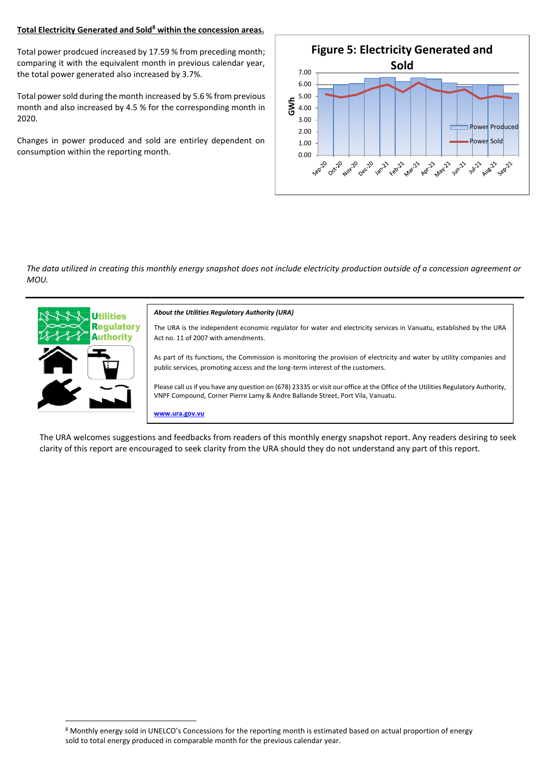**Total Electricity Generated and Sold[8] within the concession areas.**

Total power prodcued increased by 17.59 % from preceding month; comparing it with the equivalent month in previous calendar year, the total power generated also increased by 3.7%.

Total power sold during the month increased by 5.6 % from previous month and also increased by 4.5 % for the corresponding month in 2020.

Changes in power produced and sold are entirley dependent on consumption within the reporting month.

**Figure 5: Electricity Generated and Sold**

GWh

7.00
6.00
5.00
4.00
3.00
2.00
1.00
0.00

Sep-20 Oct-20 Nov-20 Dec-20 Jan-21 Feb-21 Mar-21 Apr-21 May-21 Jun-21 Jul-21 Aug-21 Sep-21

Power Produced
Power Sold

*The data utilized in creating this monthly energy snapshot does not include electricity production outside of a concession agreement or MOU.*

Utilities Regulatory Authority

***About the Utilities Regulatory Authority (URA)***

The URA is the independent economic regulator for water and electricity services in Vanuatu, established by the URA Act no. 11 of 2007 with amendments.

As part of its functions, the Commission is monitoring the provision of electricity and water by utility companies and public services, promoting access and the long-term interest of the customers.

Please call us if you have any question on (678) 23335 or visit our office at the Office of the Utilities Regulatory Authority, VNPF Compound, Corner Pierre Lamy & Andre Ballande Street, Port Vila, Vanuatu.

**www.ura.gov.vu**

The URA welcomes suggestions and feedbacks from readers of this monthly energy snapshot report. Any readers desiring to seek clarity of this report are encouraged to seek clarity from the URA should they do not understand any part of this report.

[8] Monthly energy sold in UNELCO's Concessions for the reporting month is estimated based on actual proportion of energy sold to total energy produced in comparable month for the previous calendar year.